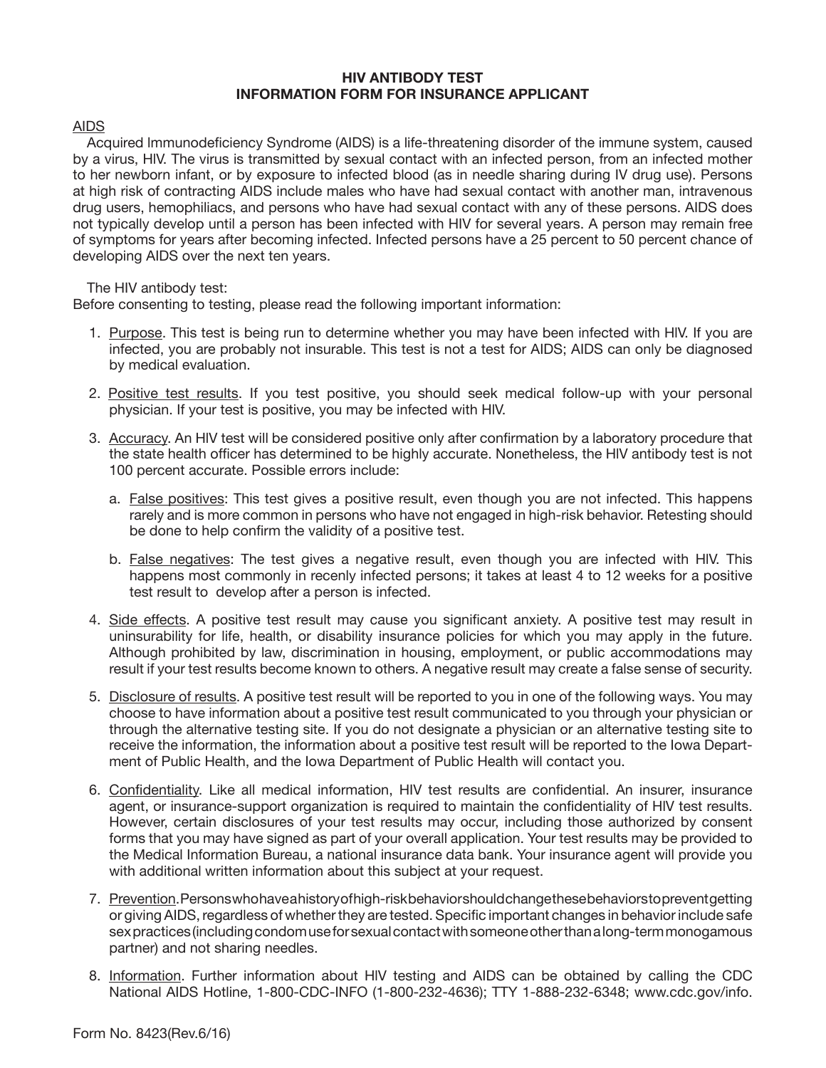# HIV ANTIBODY TEST
# INFORMATION FORM FOR INSURANCE APPLICANT

AIDS

Acquired Immunodeficiency Syndrome (AIDS) is a life-threatening disorder of the immune system, caused by a virus, HIV. The virus is transmitted by sexual contact with an infected person, from an infected mother to her newborn infant, or by exposure to infected blood (as in needle sharing during IV drug use). Persons at high risk of contracting AIDS include males who have had sexual contact with another man, intravenous drug users, hemophiliacs, and persons who have had sexual contact with any of these persons. AIDS does not typically develop until a person has been infected with HIV for several years. A person may remain free of symptoms for years after becoming infected. Infected persons have a 25 percent to 50 percent chance of developing AIDS over the next ten years.

The HIV antibody test:
Before consenting to testing, please read the following important information:

1. Purpose. This test is being run to determine whether you may have been infected with HIV. If you are infected, you are probably not insurable. This test is not a test for AIDS; AIDS can only be diagnosed by medical evaluation.

2. Positive test results. If you test positive, you should seek medical follow-up with your personal physician. If your test is positive, you may be infected with HIV.

3. Accuracy. An HIV test will be considered positive only after confirmation by a laboratory procedure that the state health officer has determined to be highly accurate. Nonetheless, the HIV antibody test is not 100 percent accurate. Possible errors include:

   a. False positives: This test gives a positive result, even though you are not infected. This happens rarely and is more common in persons who have not engaged in high-risk behavior. Retesting should be done to help confirm the validity of a positive test.

   b. False negatives: The test gives a negative result, even though you are infected with HIV. This happens most commonly in recenly infected persons; it takes at least 4 to 12 weeks for a positive test result to develop after a person is infected.

4. Side effects. A positive test result may cause you significant anxiety. A positive test may result in uninsurability for life, health, or disability insurance policies for which you may apply in the future. Although prohibited by law, discrimination in housing, employment, or public accommodations may result if your test results become known to others. A negative result may create a false sense of security.

5. Disclosure of results. A positive test result will be reported to you in one of the following ways. You may choose to have information about a positive test result communicated to you through your physician or through the alternative testing site. If you do not designate a physician or an alternative testing site to receive the information, the information about a positive test result will be reported to the Iowa Department of Public Health, and the Iowa Department of Public Health will contact you.

6. Confidentiality. Like all medical information, HIV test results are confidential. An insurer, insurance agent, or insurance-support organization is required to maintain the confidentiality of HIV test results. However, certain disclosures of your test results may occur, including those authorized by consent forms that you may have signed as part of your overall application. Your test results may be provided to the Medical Information Bureau, a national insurance data bank. Your insurance agent will provide you with additional written information about this subject at your request.

7. Prevention. Persons who have a history of high-risk behavior should change these behaviors to prevent getting or giving AIDS, regardless of whether they are tested. Specific important changes in behavior include safe sex practices (including condom use for sexual contact with someone other than a long-term monogamous partner) and not sharing needles.

8. Information. Further information about HIV testing and AIDS can be obtained by calling the CDC National AIDS Hotline, 1-800-CDC-INFO (1-800-232-4636); TTY 1-888-232-6348; www.cdc.gov/info.

Form No. 8423(Rev.6/16)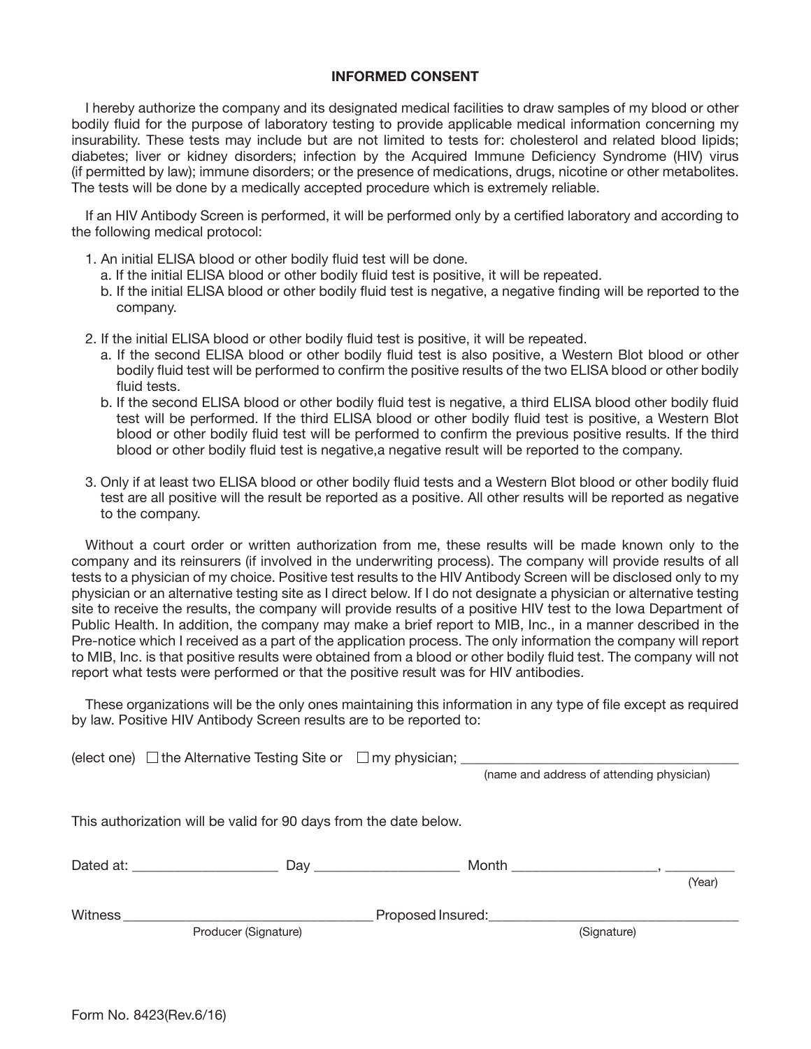# INFORMED CONSENT

I hereby authorize the company and its designated medical facilities to draw samples of my blood or other bodily fluid for the purpose of laboratory testing to provide applicable medical information concerning my insurability. These tests may include but are not limited to tests for: cholesterol and related blood lipids; diabetes; liver or kidney disorders; infection by the Acquired Immune Deficiency Syndrome (HIV) virus (if permitted by law); immune disorders; or the presence of medications, drugs, nicotine or other metabolites. The tests will be done by a medically accepted procedure which is extremely reliable.

If an HIV Antibody Screen is performed, it will be performed only by a certified laboratory and according to the following medical protocol:

1. An initial ELISA blood or other bodily fluid test will be done.
   a. If the initial ELISA blood or other bodily fluid test is positive, it will be repeated.
   b. If the initial ElISA blood or other bodily fluid test is negative, a negative finding will be reported to the company.

2. If the initial ELISA blood or other bodily fluid test is positive, it will be repeated.
   a. If the second ELISA blood or other bodily fluid test is also positive, a Western Blot blood or other bodily fluid test will be performed to confirm the positive results of the two ELISA blood or other bodily fluid tests.
   b. If the second ELISA blood or other bodily fluid test is negative, a third ELISA blood other bodily fluid test will be performed. If the third ELISA blood or other bodily fluid test is positive, a Western Blot blood or other bodily fluid test will be performed to confirm the previous positive results. If the third blood or other bodily fluid test is negative,a negative result will be reported to the company.

3. Only if at least two ELISA blood or other bodily fluid tests and a Western Blot blood or other bodily fluid test are all positive will the result be reported as a positive. All other results will be reported as negative to the company.

Without a court order or written authorization from me, these results will be made known only to the company and its reinsurers (if involved in the underwriting process). The company will provide results of all tests to a physician of my choice. Positive test results to the HIV Antibody Screen will be disclosed only to my physician or an alternative testing site as I direct below. If I do not designate a physician or alternative testing site to receive the results, the company will provide results of a positive HIV test to the Iowa Department of Public Health. In addition, the company may make a brief report to MIB, Inc., in a manner described in the Pre-notice which I received as a part of the application process. The only information the company will report to MIB, Inc. is that positive results were obtained from a blood or other bodily fluid test. The company will not report what tests were performed or that the positive result was for HIV antibodies.

These organizations will be the only ones maintaining this information in any type of file except as required by law. Positive HIV Antibody Screen results are to be reported to:

(elect one) ☐ the Alternative Testing Site or ☐ my physician; ______________________________________
(name and address of attending physician)

This authorization will be valid for 90 days from the date below.

Dated at: ____________________ Day ____________________ Month ____________________, __________
(Year)

Witness __________________________________ Proposed Insured: __________________________________
Producer (Signature) (Signature)

Form No. 8423(Rev.6/16)